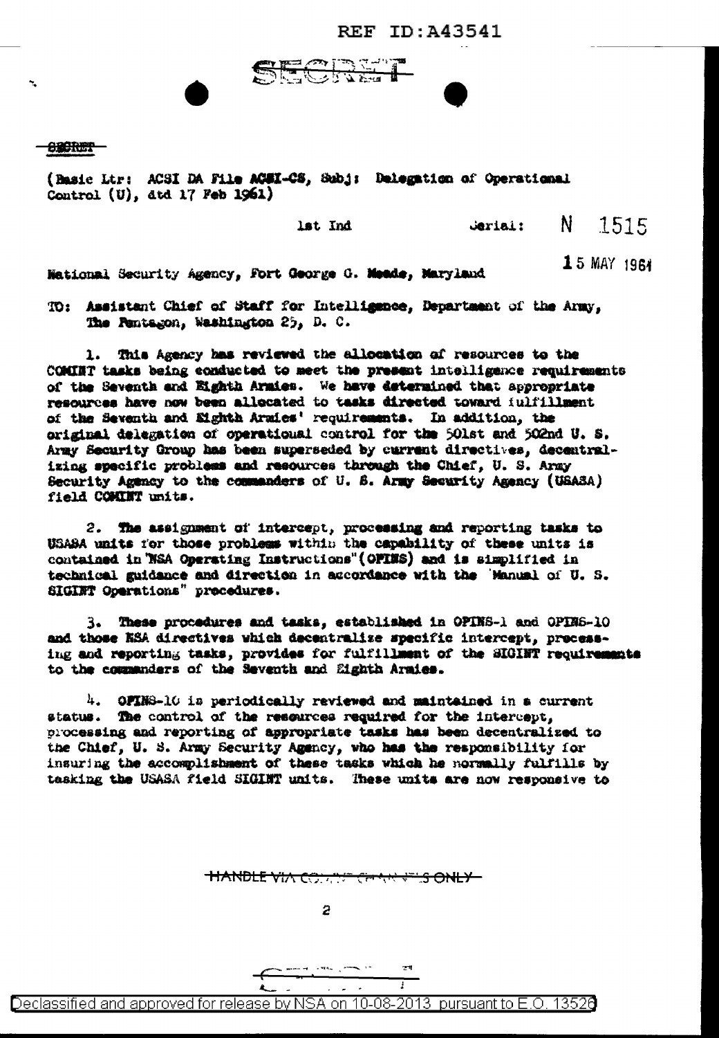SECRET

SECRET

(Basic Ltr: ACSI DA File ACSI-CS, Subj: Delegation of Operational Control (U), dtd 17 Feb 1961)

1st Ind Serial: N 1515

National Security Agency, Fort George G. Meade, Maryland 15 MAY 1961

TO: Assistant Chief of Staff for Intelligence, Department of the Army, The Pentagon, Washington 25, D. C.

1. This Agency has reviewed the allocation of resources to the COMINT tasks being conducted to meet the present intelligence requirements of the Seventh and Eighth Armies. We have determined that appropriate resources have now been allocated to tasks directed toward fulfillment of the Seventh and Eighth Armies' requirements. In addition, the original delegation of operational control for the 501st and 502nd U. S. Army Security Group has been superseded by current directives, decentralizing specific problems and resources through the Chief, U. S. Army Security Agency to the commanders of U. S. Army Security Agency (USASA) field COMINT units.

2. The assignment of intercept, processing and reporting tasks to USASA units for those problems within the capability of these units is contained in "NSA Operating Instructions" (OPINS) and is simplified in technical guidance and direction in accordance with the "Manual of U. S. SIGINT Operations" procedures.

3. These procedures and tasks, established in OPINS-1 and OPINS-10 and those NSA directives which decentralize specific intercept, processing and reporting tasks, provides for fulfillment of the SIGINT requirements to the commanders of the Seventh and Eighth Armies.

4. OPINS-10 is periodically reviewed and maintained in a current status. The control of the resources required for the intercept, processing and reporting of appropriate tasks has been decentralized to the Chief, U. S. Army Security Agency, who has the responsibility for insuring the accomplishment of these tasks which he normally fulfills by tasking the USASA field SIGINT units. These units are now responsive to

HANDLE VIA COMINT CHANNELS ONLY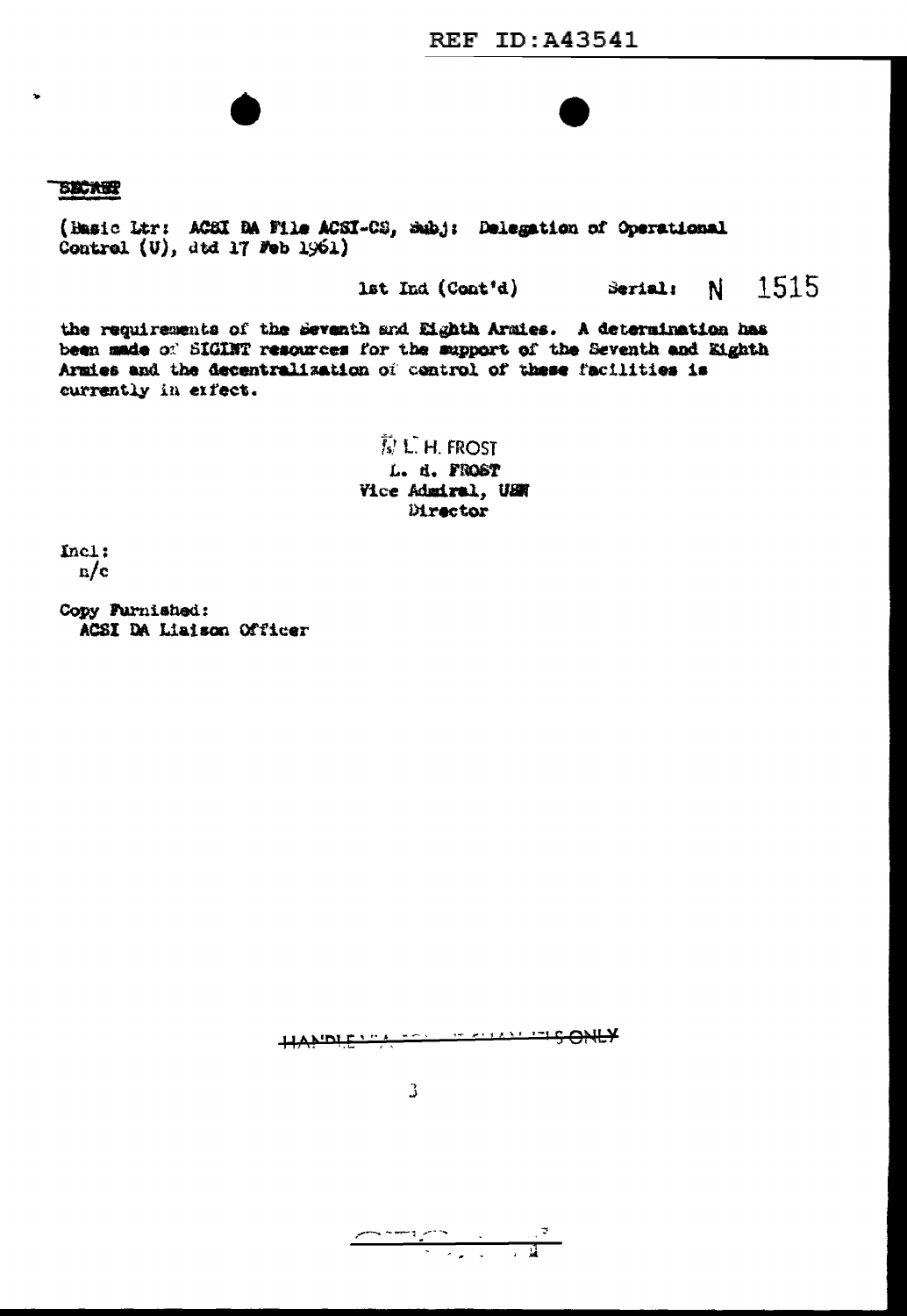SECRET

(Basic Ltr: ACSI DA File ACSI-CS, Subj: Delegation of Operational Control (U), dtd 17 Feb 1961)

1st Ind (Cont'd) Serial: N 1515

the requirements of the Seventh and Eighth Armies. A determination has been made of SIGINT resources for the support of the Seventh and Eighth Armies and the decentralization of control of these facilities is currently in effect.

/s/ L. H. FROST
L. H. FROST
Vice Admiral, USN
Director

Incl:
n/c

Copy Furnished:
ACSI DA Liaison Officer

HANDLE VIA COMINT CHANNELS ONLY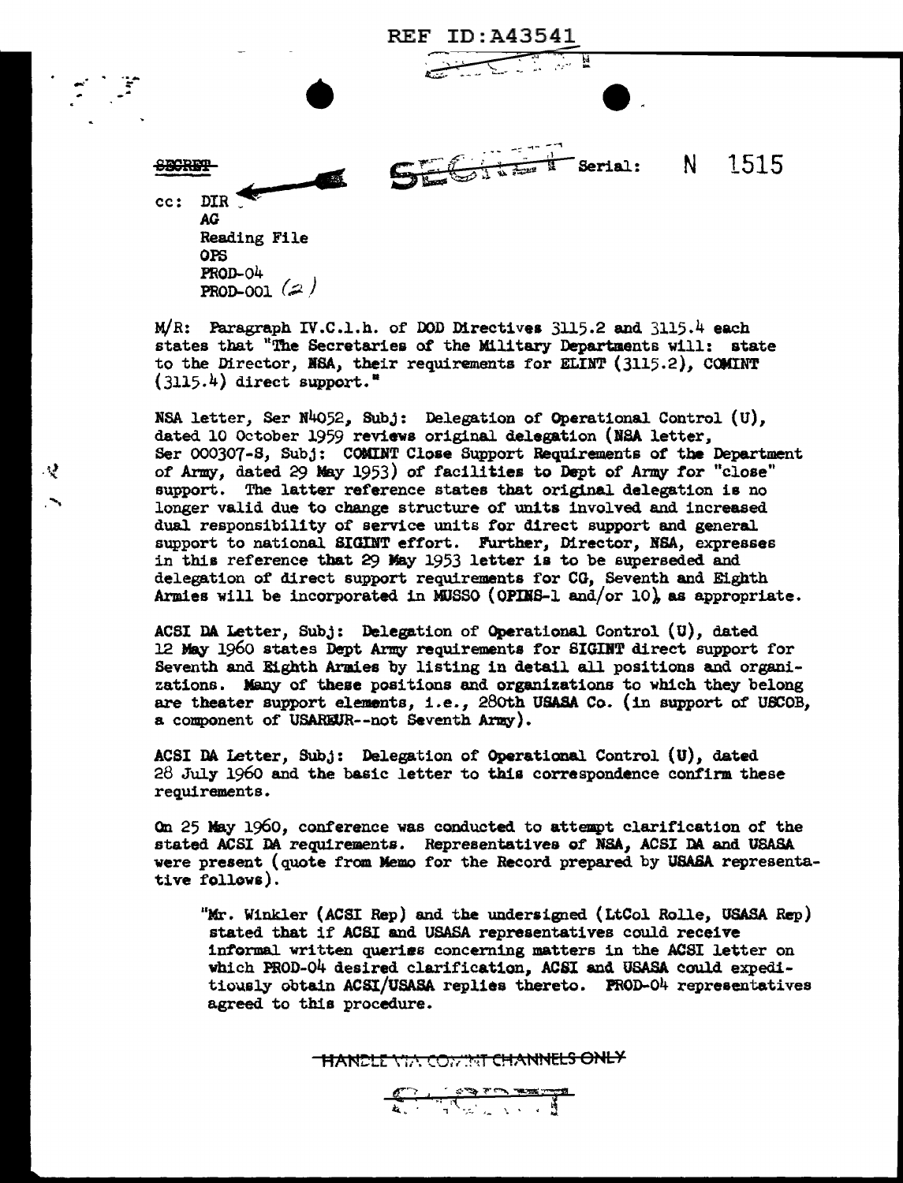REF ID:A43541

SECRET

SECRET Serial: N 1515

cc: DIR
AG
Reading File
OPS
PROD-04
PROD-001 (2)

M/R: Paragraph IV.C.1.h. of DOD Directives 3115.2 and 3115.4 each states that "The Secretaries of the Military Departments will: state to the Director, NSA, their requirements for ELINT (3115.2), COMINT (3115.4) direct support."

NSA letter, Ser N4052, Subj: Delegation of Operational Control (U), dated 10 October 1959 reviews original delegation (NSA letter, Ser 000307-S, Subj: COMINT Close Support Requirements of the Department of Army, dated 29 May 1953) of facilities to Dept of Army for "close" support. The latter reference states that original delegation is no longer valid due to change structure of units involved and increased dual responsibility of service units for direct support and general support to national SIGINT effort. Further, Director, NSA, expresses in this reference that 29 May 1953 letter is to be superseded and delegation of direct support requirements for CG, Seventh and Eighth Armies will be incorporated in MUSSO (OPINS-1 and/or 10), as appropriate.

ACSI DA Letter, Subj: Delegation of Operational Control (U), dated 12 May 1960 states Dept Army requirements for SIGINT direct support for Seventh and Eighth Armies by listing in detail all positions and organizations. Many of these positions and organizations to which they belong are theater support elements, i.e., 280th USASA Co. (in support of USCOB, a component of USAREUR--not Seventh Army).

ACSI DA Letter, Subj: Delegation of Operational Control (U), dated 28 July 1960 and the basic letter to this correspondence confirm these requirements.

On 25 May 1960, conference was conducted to attempt clarification of the stated ACSI DA requirements. Representatives of NSA, ACSI DA and USASA were present (quote from Memo for the Record prepared by USASA representative follows).

> "Mr. Winkler (ACSI Rep) and the undersigned (LtCol Rolle, USASA Rep) stated that if ACSI and USASA representatives could receive informal written queries concerning matters in the ACSI letter on which PROD-04 desired clarification, ACSI and USASA could expeditiously obtain ACSI/USASA replies thereto. PROD-04 representatives agreed to this procedure.

HANDLE VIA COMINT CHANNELS ONLY

SECRET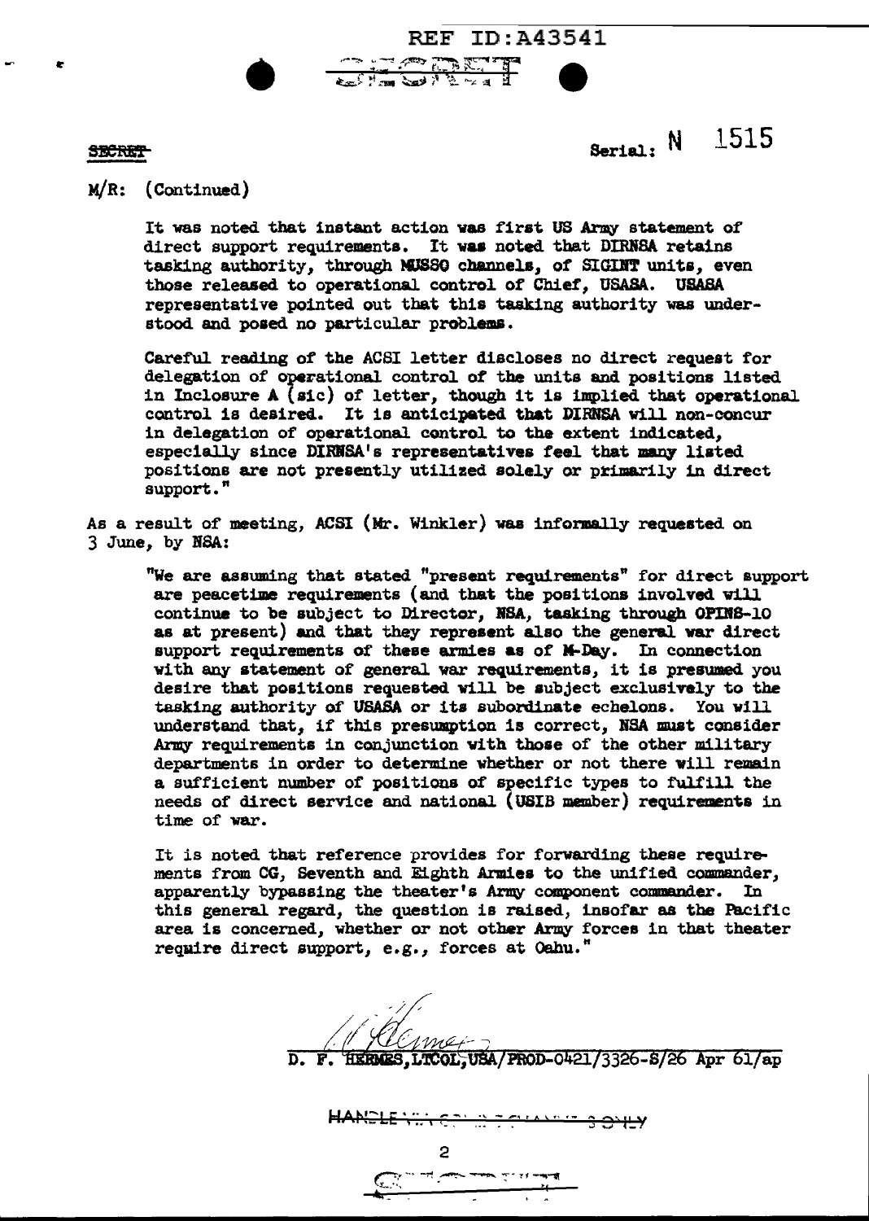REF ID:A43541

SECRET

Serial: N 1515

M/R: (Continued)

It was noted that instant action was first US Army statement of direct support requirements. It was noted that DIRNSA retains tasking authority, through MUSSO channels, of SIGINT units, even those released to operational control of Chief, USASA. USASA representative pointed out that this tasking authority was understood and posed no particular problems.

Careful reading of the ACSI letter discloses no direct request for delegation of operational control of the units and positions listed in Inclosure A (sic) of letter, though it is implied that operational control is desired. It is anticipated that DIRNSA will non-concur in delegation of operational control to the extent indicated, especially since DIRNSA's representatives feel that many listed positions are not presently utilized solely or primarily in direct support."

As a result of meeting, ACSI (Mr. Winkler) was informally requested on 3 June, by NSA:

"We are assuming that stated "present requirements" for direct support are peacetime requirements (and that the positions involved will continue to be subject to Director, NSA, tasking through OPINS-10 as at present) and that they represent also the general war direct support requirements of these armies as of M-Day. In connection with any statement of general war requirements, it is presumed you desire that positions requested will be subject exclusively to the tasking authority of USASA or its subordinate echelons. You will understand that, if this presumption is correct, NSA must consider Army requirements in conjunction with those of the other military departments in order to determine whether or not there will remain a sufficient number of positions of specific types to fulfill the needs of direct service and national (USIB member) requirements in time of war.

It is noted that reference provides for forwarding these requirements from CG, Seventh and Eighth Armies to the unified commander, apparently bypassing the theater's Army component commander. In this general regard, the question is raised, insofar as the Pacific area is concerned, whether or not other Army forces in that theater require direct support, e.g., forces at Oahu."

D. F. HERMES, LTCOL, USA/PROD-0421/3326-S/26 Apr 61/ap

HANDLE VIA COMINT CHANNELS ONLY

SECRET